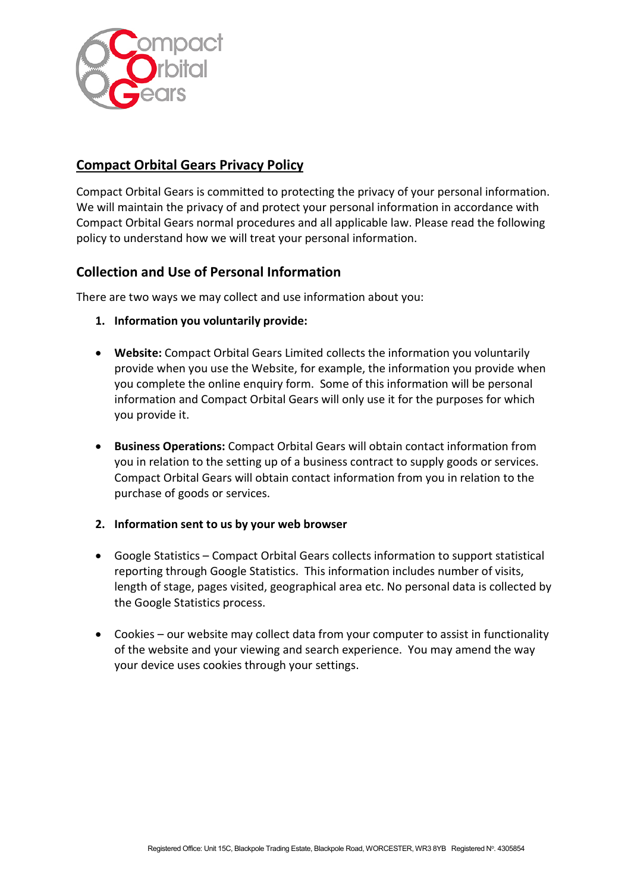## Compact Orbital Gears Privacy Policy

Compact Orbital Gears is committed to protecting the privacy of your personal information. We will maintain the privacy of and protect your personal information in accordance with Compact Orbital Gears normal procedures and all applicable law. Please read the following policy to understand how we will treat your personal information.

### Collection and Use of Personal Information

There are two ways we may collect and use information about you:

1. **Information you voluntarily provide:**

- **Website:** Compact Orbital Gears Limited collects the information you voluntarily provide when you use the Website, for example, the information you provide when you complete the online enquiry form. Some of this information will be personal information and Compact Orbital Gears will only use it for the purposes for which you provide it.

- **Business Operations:** Compact Orbital Gears will obtain contact information from you in relation to the setting up of a business contract to supply goods or services. Compact Orbital Gears will obtain contact information from you in relation to the purchase of goods or services.

2. **Information sent to us by your web browser**

- Google Statistics – Compact Orbital Gears collects information to support statistical reporting through Google Statistics. This information includes number of visits, length of stage, pages visited, geographical area etc. No personal data is collected by the Google Statistics process.

- Cookies – our website may collect data from your computer to assist in functionality of the website and your viewing and search experience. You may amend the way your device uses cookies through your settings.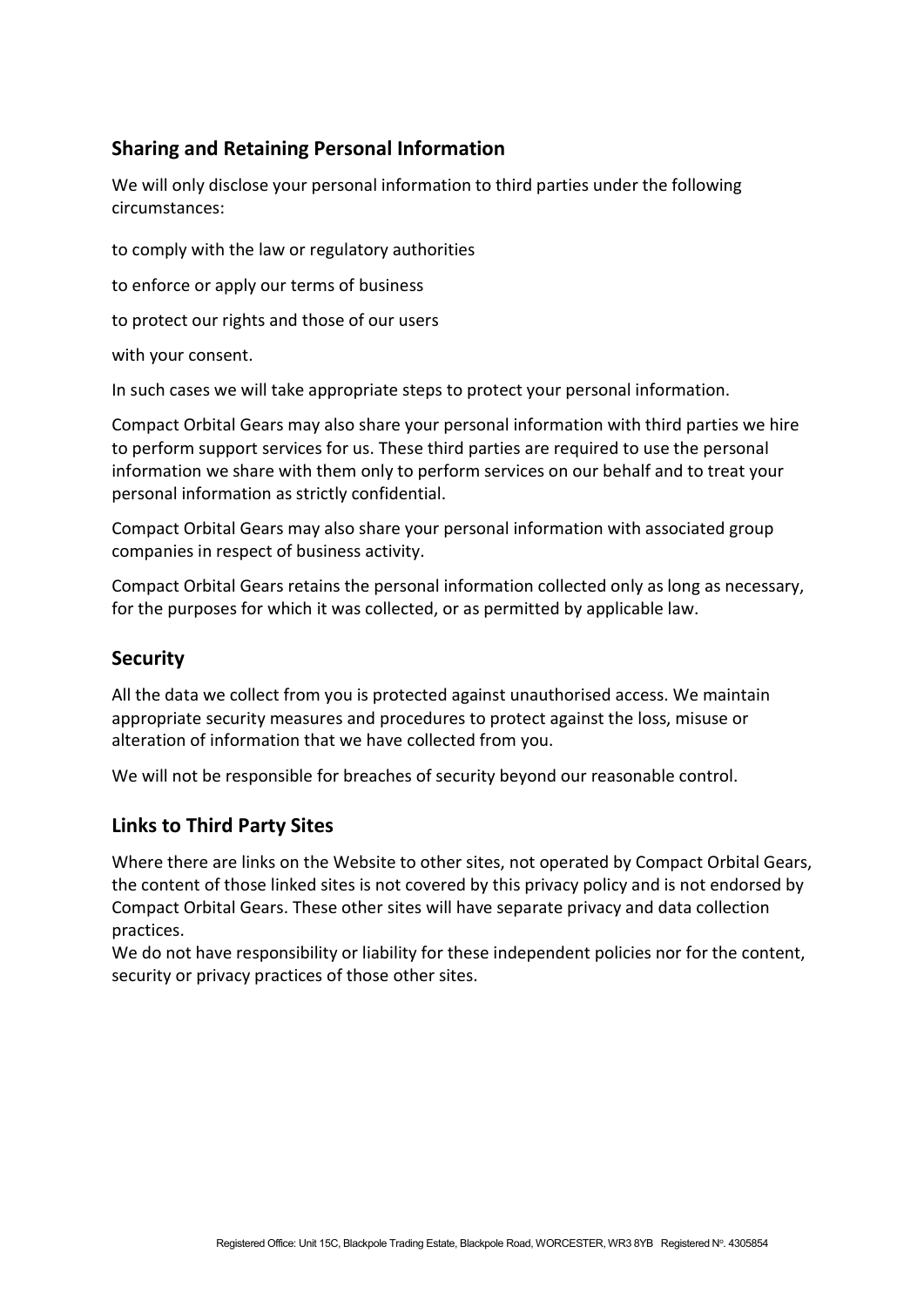## Sharing and Retaining Personal Information

We will only disclose your personal information to third parties under the following circumstances:

to comply with the law or regulatory authorities

to enforce or apply our terms of business

to protect our rights and those of our users

with your consent.

In such cases we will take appropriate steps to protect your personal information.

Compact Orbital Gears may also share your personal information with third parties we hire to perform support services for us. These third parties are required to use the personal information we share with them only to perform services on our behalf and to treat your personal information as strictly confidential.

Compact Orbital Gears may also share your personal information with associated group companies in respect of business activity.

Compact Orbital Gears retains the personal information collected only as long as necessary, for the purposes for which it was collected, or as permitted by applicable law.

## Security

All the data we collect from you is protected against unauthorised access. We maintain appropriate security measures and procedures to protect against the loss, misuse or alteration of information that we have collected from you.

We will not be responsible for breaches of security beyond our reasonable control.

## Links to Third Party Sites

Where there are links on the Website to other sites, not operated by Compact Orbital Gears, the content of those linked sites is not covered by this privacy policy and is not endorsed by Compact Orbital Gears. These other sites will have separate privacy and data collection practices.
We do not have responsibility or liability for these independent policies nor for the content, security or privacy practices of those other sites.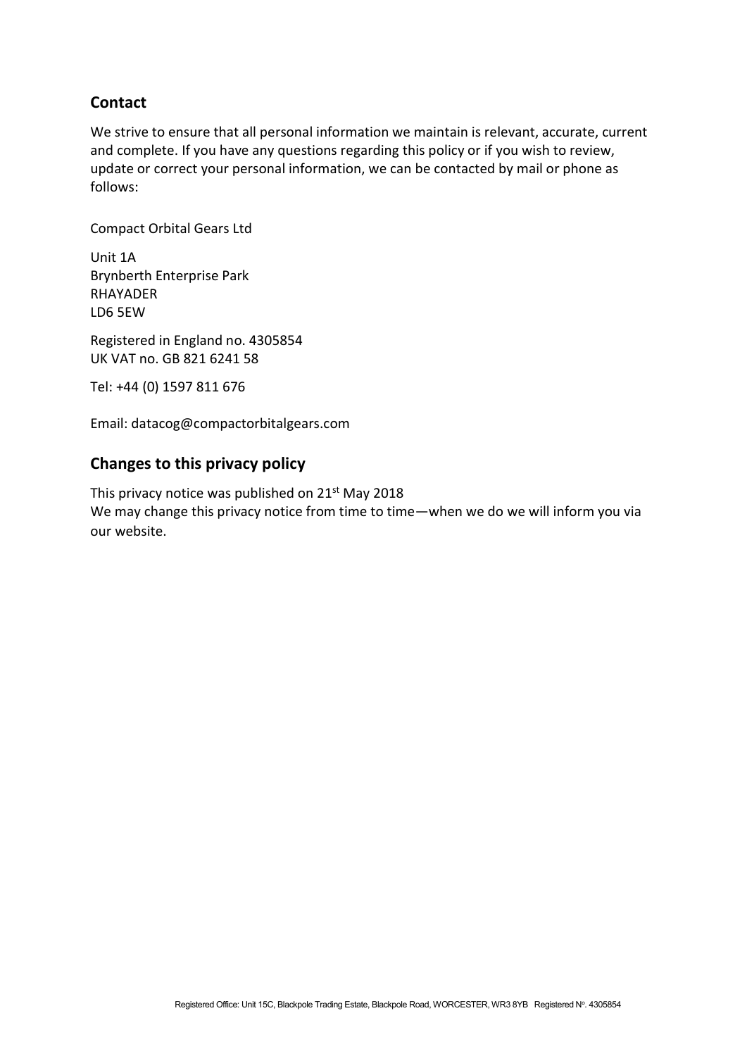## Contact

We strive to ensure that all personal information we maintain is relevant, accurate, current and complete. If you have any questions regarding this policy or if you wish to review, update or correct your personal information, we can be contacted by mail or phone as follows:

Compact Orbital Gears Ltd

Unit 1A  
Brynberth Enterprise Park  
RHAYADER  
LD6 5EW

Registered in England no. 4305854  
UK VAT no. GB 821 6241 58

Tel: +44 (0) 1597 811 676

Email: datacog@compactorbitalgears.com

## Changes to this privacy policy

This privacy notice was published on 21st May 2018  
We may change this privacy notice from time to time—when we do we will inform you via our website.